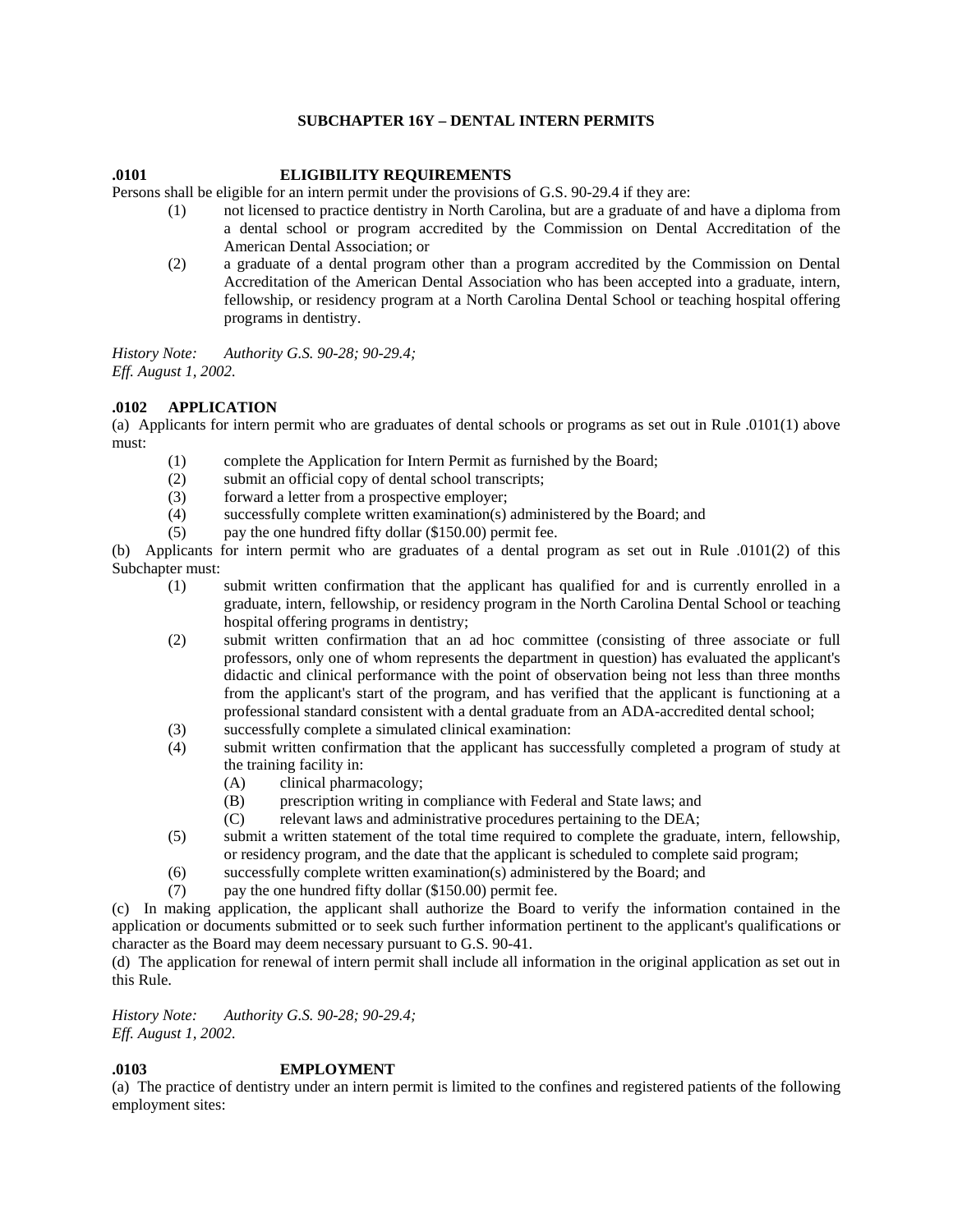## SUBCHAPTER 16Y – DENTAL INTERN PERMITS

### .0101 ELIGIBILITY REQUIREMENTS

Persons shall be eligible for an intern permit under the provisions of G.S. 90-29.4 if they are:

(1) not licensed to practice dentistry in North Carolina, but are a graduate of and have a diploma from a dental school or program accredited by the Commission on Dental Accreditation of the American Dental Association; or

(2) a graduate of a dental program other than a program accredited by the Commission on Dental Accreditation of the American Dental Association who has been accepted into a graduate, intern, fellowship, or residency program at a North Carolina Dental School or teaching hospital offering programs in dentistry.

*History Note: Authority G.S. 90-28; 90-29.4;*
*Eff. August 1, 2002.*

### .0102 APPLICATION

(a) Applicants for intern permit who are graduates of dental schools or programs as set out in Rule .0101(1) above must:

(1) complete the Application for Intern Permit as furnished by the Board;
(2) submit an official copy of dental school transcripts;
(3) forward a letter from a prospective employer;
(4) successfully complete written examination(s) administered by the Board; and
(5) pay the one hundred fifty dollar ($150.00) permit fee.

(b) Applicants for intern permit who are graduates of a dental program as set out in Rule .0101(2) of this Subchapter must:

(1) submit written confirmation that the applicant has qualified for and is currently enrolled in a graduate, intern, fellowship, or residency program in the North Carolina Dental School or teaching hospital offering programs in dentistry;
(2) submit written confirmation that an ad hoc committee (consisting of three associate or full professors, only one of whom represents the department in question) has evaluated the applicant's didactic and clinical performance with the point of observation being not less than three months from the applicant's start of the program, and has verified that the applicant is functioning at a professional standard consistent with a dental graduate from an ADA-accredited dental school;
(3) successfully complete a simulated clinical examination:
(4) submit written confirmation that the applicant has successfully completed a program of study at the training facility in:
   (A) clinical pharmacology;
   (B) prescription writing in compliance with Federal and State laws; and
   (C) relevant laws and administrative procedures pertaining to the DEA;
(5) submit a written statement of the total time required to complete the graduate, intern, fellowship, or residency program, and the date that the applicant is scheduled to complete said program;
(6) successfully complete written examination(s) administered by the Board; and
(7) pay the one hundred fifty dollar ($150.00) permit fee.

(c) In making application, the applicant shall authorize the Board to verify the information contained in the application or documents submitted or to seek such further information pertinent to the applicant's qualifications or character as the Board may deem necessary pursuant to G.S. 90-41.

(d) The application for renewal of intern permit shall include all information in the original application as set out in this Rule.

*History Note: Authority G.S. 90-28; 90-29.4;*
*Eff. August 1, 2002.*

### .0103 EMPLOYMENT

(a) The practice of dentistry under an intern permit is limited to the confines and registered patients of the following employment sites: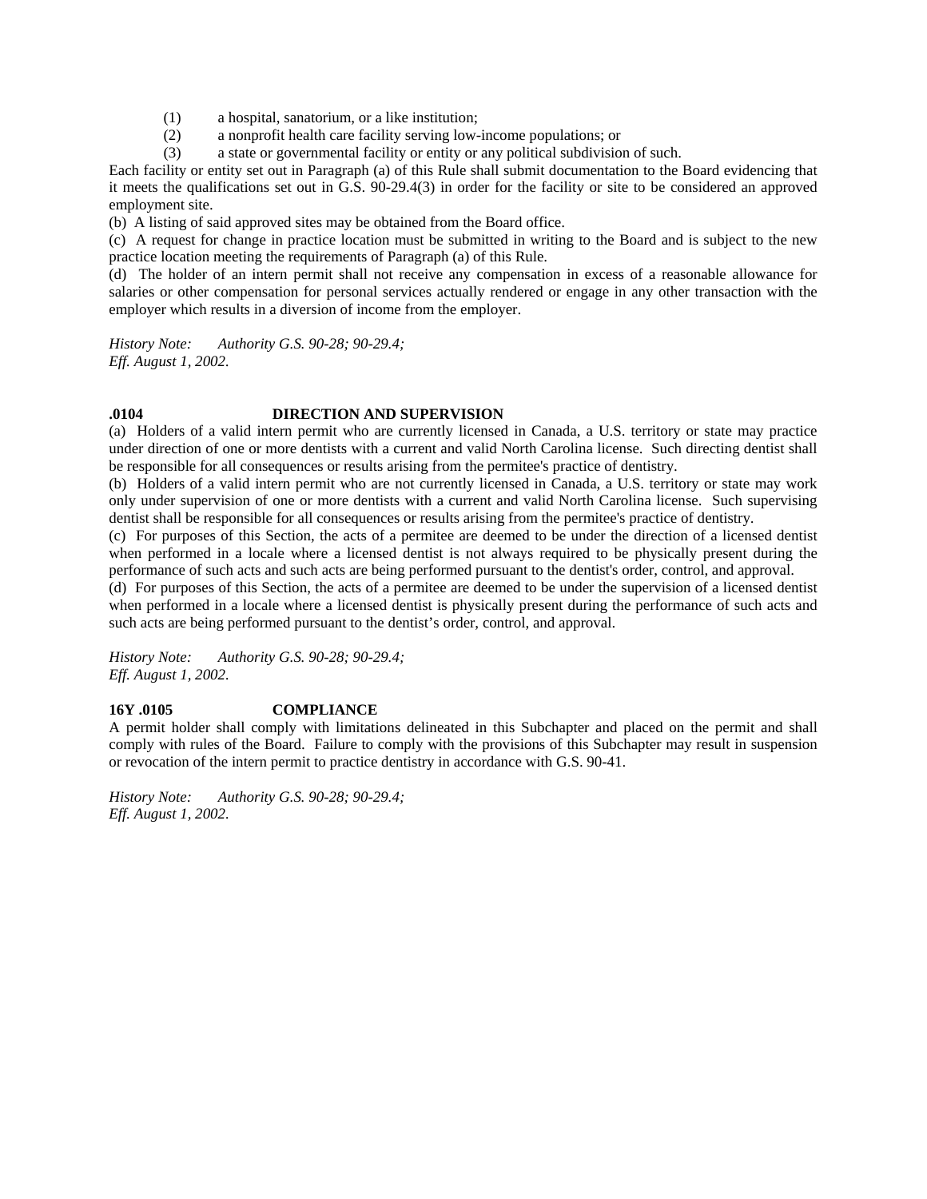(1) a hospital, sanatorium, or a like institution;
(2) a nonprofit health care facility serving low-income populations; or
(3) a state or governmental facility or entity or any political subdivision of such.

Each facility or entity set out in Paragraph (a) of this Rule shall submit documentation to the Board evidencing that it meets the qualifications set out in G.S. 90-29.4(3) in order for the facility or site to be considered an approved employment site.

(b) A listing of said approved sites may be obtained from the Board office.

(c) A request for change in practice location must be submitted in writing to the Board and is subject to the new practice location meeting the requirements of Paragraph (a) of this Rule.

(d) The holder of an intern permit shall not receive any compensation in excess of a reasonable allowance for salaries or other compensation for personal services actually rendered or engage in any other transaction with the employer which results in a diversion of income from the employer.

*History Note: Authority G.S. 90-28; 90-29.4;*
*Eff. August 1, 2002.*

**.0104 DIRECTION AND SUPERVISION**

(a) Holders of a valid intern permit who are currently licensed in Canada, a U.S. territory or state may practice under direction of one or more dentists with a current and valid North Carolina license. Such directing dentist shall be responsible for all consequences or results arising from the permitee's practice of dentistry.

(b) Holders of a valid intern permit who are not currently licensed in Canada, a U.S. territory or state may work only under supervision of one or more dentists with a current and valid North Carolina license. Such supervising dentist shall be responsible for all consequences or results arising from the permitee's practice of dentistry.

(c) For purposes of this Section, the acts of a permitee are deemed to be under the direction of a licensed dentist when performed in a locale where a licensed dentist is not always required to be physically present during the performance of such acts and such acts are being performed pursuant to the dentist's order, control, and approval.

(d) For purposes of this Section, the acts of a permitee are deemed to be under the supervision of a licensed dentist when performed in a locale where a licensed dentist is physically present during the performance of such acts and such acts are being performed pursuant to the dentist's order, control, and approval.

*History Note: Authority G.S. 90-28; 90-29.4;*
*Eff. August 1, 2002.*

**16Y .0105 COMPLIANCE**

A permit holder shall comply with limitations delineated in this Subchapter and placed on the permit and shall comply with rules of the Board. Failure to comply with the provisions of this Subchapter may result in suspension or revocation of the intern permit to practice dentistry in accordance with G.S. 90-41.

*History Note: Authority G.S. 90-28; 90-29.4;*
*Eff. August 1, 2002.*